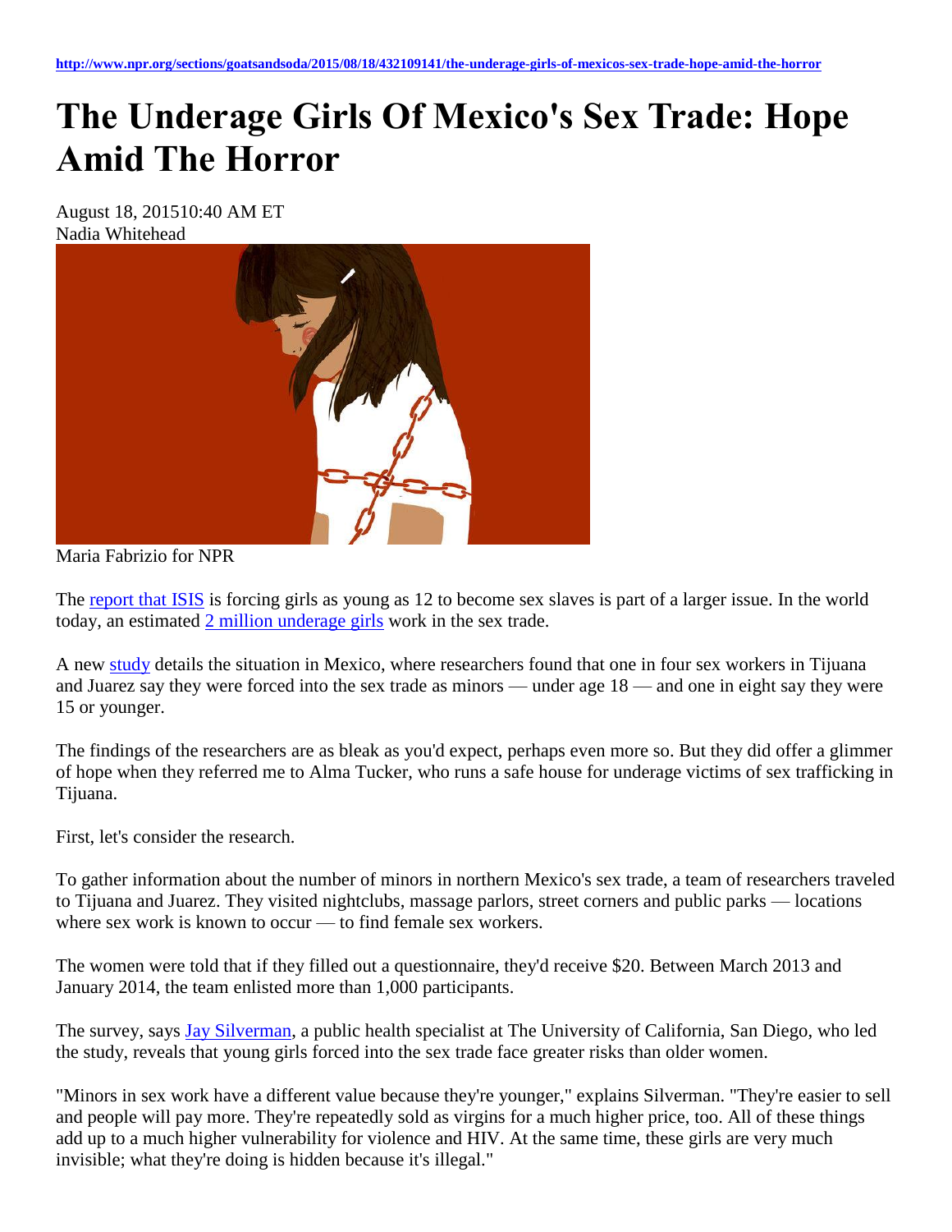http://www.npr.org/sections/goatsandsoda/2015/08/18/432109141/the-underage-girls-of-mexicos-sex-trade-hope-amid-the-horror

# The Underage Girls Of Mexico's Sex Trade: Hope Amid The Horror

August 18, 201510:40 AM ET
Nadia Whitehead

Maria Fabrizio for NPR

The report that ISIS is forcing girls as young as 12 to become sex slaves is part of a larger issue. In the world today, an estimated 2 million underage girls work in the sex trade.

A new study details the situation in Mexico, where researchers found that one in four sex workers in Tijuana and Juarez say they were forced into the sex trade as minors — under age 18 — and one in eight say they were 15 or younger.

The findings of the researchers are as bleak as you'd expect, perhaps even more so. But they did offer a glimmer of hope when they referred me to Alma Tucker, who runs a safe house for underage victims of sex trafficking in Tijuana.

First, let's consider the research.

To gather information about the number of minors in northern Mexico's sex trade, a team of researchers traveled to Tijuana and Juarez. They visited nightclubs, massage parlors, street corners and public parks — locations where sex work is known to occur — to find female sex workers.

The women were told that if they filled out a questionnaire, they'd receive $20. Between March 2013 and January 2014, the team enlisted more than 1,000 participants.

The survey, says Jay Silverman, a public health specialist at The University of California, San Diego, who led the study, reveals that young girls forced into the sex trade face greater risks than older women.

"Minors in sex work have a different value because they're younger," explains Silverman. "They're easier to sell and people will pay more. They're repeatedly sold as virgins for a much higher price, too. All of these things add up to a much higher vulnerability for violence and HIV. At the same time, these girls are very much invisible; what they're doing is hidden because it's illegal."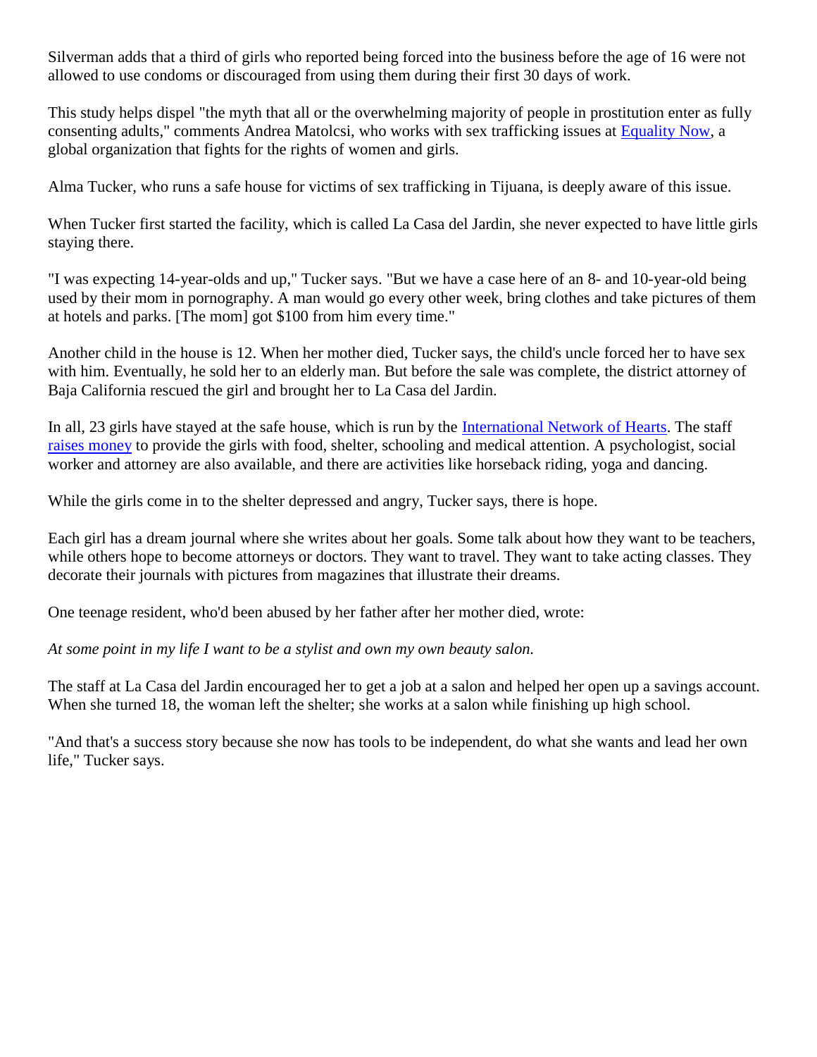Silverman adds that a third of girls who reported being forced into the business before the age of 16 were not allowed to use condoms or discouraged from using them during their first 30 days of work.

This study helps dispel "the myth that all or the overwhelming majority of people in prostitution enter as fully consenting adults," comments Andrea Matolcsi, who works with sex trafficking issues at Equality Now, a global organization that fights for the rights of women and girls.

Alma Tucker, who runs a safe house for victims of sex trafficking in Tijuana, is deeply aware of this issue.

When Tucker first started the facility, which is called La Casa del Jardin, she never expected to have little girls staying there.

"I was expecting 14-year-olds and up," Tucker says. "But we have a case here of an 8- and 10-year-old being used by their mom in pornography. A man would go every other week, bring clothes and take pictures of them at hotels and parks. [The mom] got $100 from him every time."

Another child in the house is 12. When her mother died, Tucker says, the child's uncle forced her to have sex with him. Eventually, he sold her to an elderly man. But before the sale was complete, the district attorney of Baja California rescued the girl and brought her to La Casa del Jardin.

In all, 23 girls have stayed at the safe house, which is run by the International Network of Hearts. The staff raises money to provide the girls with food, shelter, schooling and medical attention. A psychologist, social worker and attorney are also available, and there are activities like horseback riding, yoga and dancing.

While the girls come in to the shelter depressed and angry, Tucker says, there is hope.

Each girl has a dream journal where she writes about her goals. Some talk about how they want to be teachers, while others hope to become attorneys or doctors. They want to travel. They want to take acting classes. They decorate their journals with pictures from magazines that illustrate their dreams.

One teenage resident, who'd been abused by her father after her mother died, wrote:

*At some point in my life I want to be a stylist and own my own beauty salon.*

The staff at La Casa del Jardin encouraged her to get a job at a salon and helped her open up a savings account. When she turned 18, the woman left the shelter; she works at a salon while finishing up high school.

"And that's a success story because she now has tools to be independent, do what she wants and lead her own life," Tucker says.